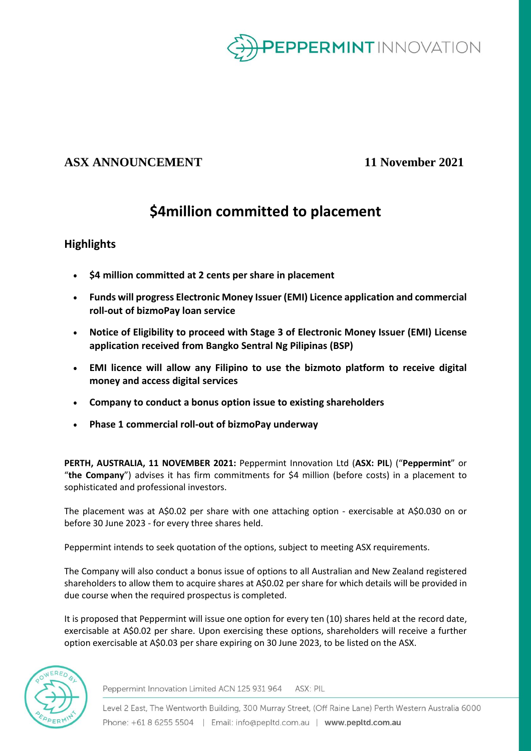**ASX ANNOUNCEMENT** **11 November 2021**

# $4million committed to placement

## Highlights

- **$4 million committed at 2 cents per share in placement**
- **Funds will progress Electronic Money Issuer (EMI) Licence application and commercial roll-out of bizmoPay loan service**
- **Notice of Eligibility to proceed with Stage 3 of Electronic Money Issuer (EMI) License application received from Bangko Sentral Ng Pilipinas (BSP)**
- **EMI licence will allow any Filipino to use the bizmoto platform to receive digital money and access digital services**
- **Company to conduct a bonus option issue to existing shareholders**
- **Phase 1 commercial roll-out of bizmoPay underway**

**PERTH, AUSTRALIA, 11 NOVEMBER 2021:** Peppermint Innovation Ltd (**ASX: PIL**) ("**Peppermint**" or "**the Company**") advises it has firm commitments for $4 million (before costs) in a placement to sophisticated and professional investors.

The placement was at A$0.02 per share with one attaching option - exercisable at A$0.030 on or before 30 June 2023 - for every three shares held.

Peppermint intends to seek quotation of the options, subject to meeting ASX requirements.

The Company will also conduct a bonus issue of options to all Australian and New Zealand registered shareholders to allow them to acquire shares at A$0.02 per share for which details will be provided in due course when the required prospectus is completed.

It is proposed that Peppermint will issue one option for every ten (10) shares held at the record date, exercisable at A$0.02 per share. Upon exercising these options, shareholders will receive a further option exercisable at A$0.03 per share expiring on 30 June 2023, to be listed on the ASX.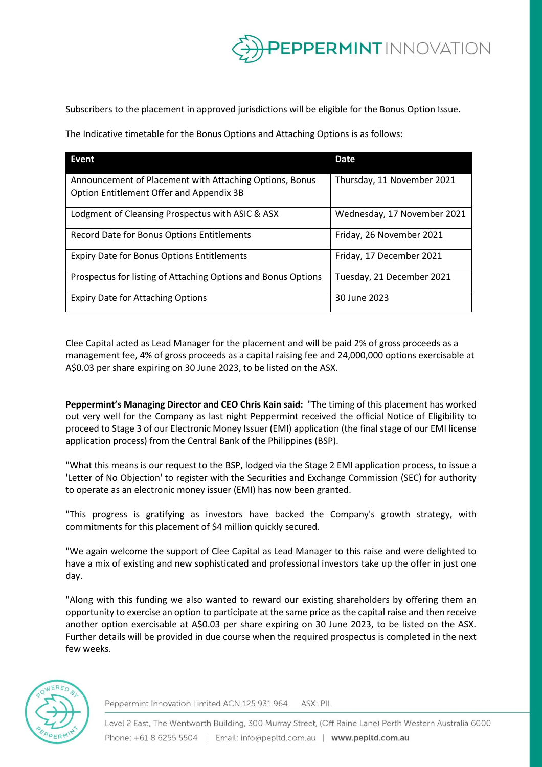Subscribers to the placement in approved jurisdictions will be eligible for the Bonus Option Issue.

The Indicative timetable for the Bonus Options and Attaching Options is as follows:

| Event | Date |
| --- | --- |
| Announcement of Placement with Attaching Options, Bonus Option Entitlement Offer and Appendix 3B | Thursday, 11 November 2021 |
| Lodgment of Cleansing Prospectus with ASIC & ASX | Wednesday, 17 November 2021 |
| Record Date for Bonus Options Entitlements | Friday, 26 November 2021 |
| Expiry Date for Bonus Options Entitlements | Friday, 17 December 2021 |
| Prospectus for listing of Attaching Options and Bonus Options | Tuesday, 21 December 2021 |
| Expiry Date for Attaching Options | 30 June 2023 |

Clee Capital acted as Lead Manager for the placement and will be paid 2% of gross proceeds as a management fee, 4% of gross proceeds as a capital raising fee and 24,000,000 options exercisable at A$0.03 per share expiring on 30 June 2023, to be listed on the ASX.

**Peppermint's Managing Director and CEO Chris Kain said:** "The timing of this placement has worked out very well for the Company as last night Peppermint received the official Notice of Eligibility to proceed to Stage 3 of our Electronic Money Issuer (EMI) application (the final stage of our EMI license application process) from the Central Bank of the Philippines (BSP).

"What this means is our request to the BSP, lodged via the Stage 2 EMI application process, to issue a 'Letter of No Objection' to register with the Securities and Exchange Commission (SEC) for authority to operate as an electronic money issuer (EMI) has now been granted.

"This progress is gratifying as investors have backed the Company's growth strategy, with commitments for this placement of $4 million quickly secured.

"We again welcome the support of Clee Capital as Lead Manager to this raise and were delighted to have a mix of existing and new sophisticated and professional investors take up the offer in just one day.

"Along with this funding we also wanted to reward our existing shareholders by offering them an opportunity to exercise an option to participate at the same price as the capital raise and then receive another option exercisable at A$0.03 per share expiring on 30 June 2023, to be listed on the ASX. Further details will be provided in due course when the required prospectus is completed in the next few weeks.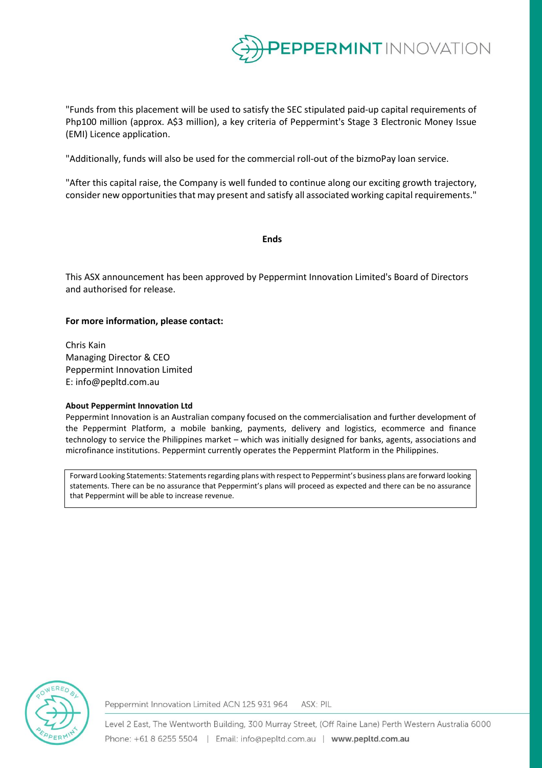"Funds from this placement will be used to satisfy the SEC stipulated paid-up capital requirements of Php100 million (approx. A$3 million), a key criteria of Peppermint's Stage 3 Electronic Money Issue (EMI) Licence application.

"Additionally, funds will also be used for the commercial roll-out of the bizmoPay loan service.

"After this capital raise, the Company is well funded to continue along our exciting growth trajectory, consider new opportunities that may present and satisfy all associated working capital requirements."

**Ends**

This ASX announcement has been approved by Peppermint Innovation Limited's Board of Directors and authorised for release.

**For more information, please contact:**

Chris Kain
Managing Director & CEO
Peppermint Innovation Limited
E: info@pepltd.com.au

**About Peppermint Innovation Ltd**

Peppermint Innovation is an Australian company focused on the commercialisation and further development of the Peppermint Platform, a mobile banking, payments, delivery and logistics, ecommerce and finance technology to service the Philippines market – which was initially designed for banks, agents, associations and microfinance institutions. Peppermint currently operates the Peppermint Platform in the Philippines.

Forward Looking Statements: Statements regarding plans with respect to Peppermint's business plans are forward looking statements. There can be no assurance that Peppermint's plans will proceed as expected and there can be no assurance that Peppermint will be able to increase revenue.